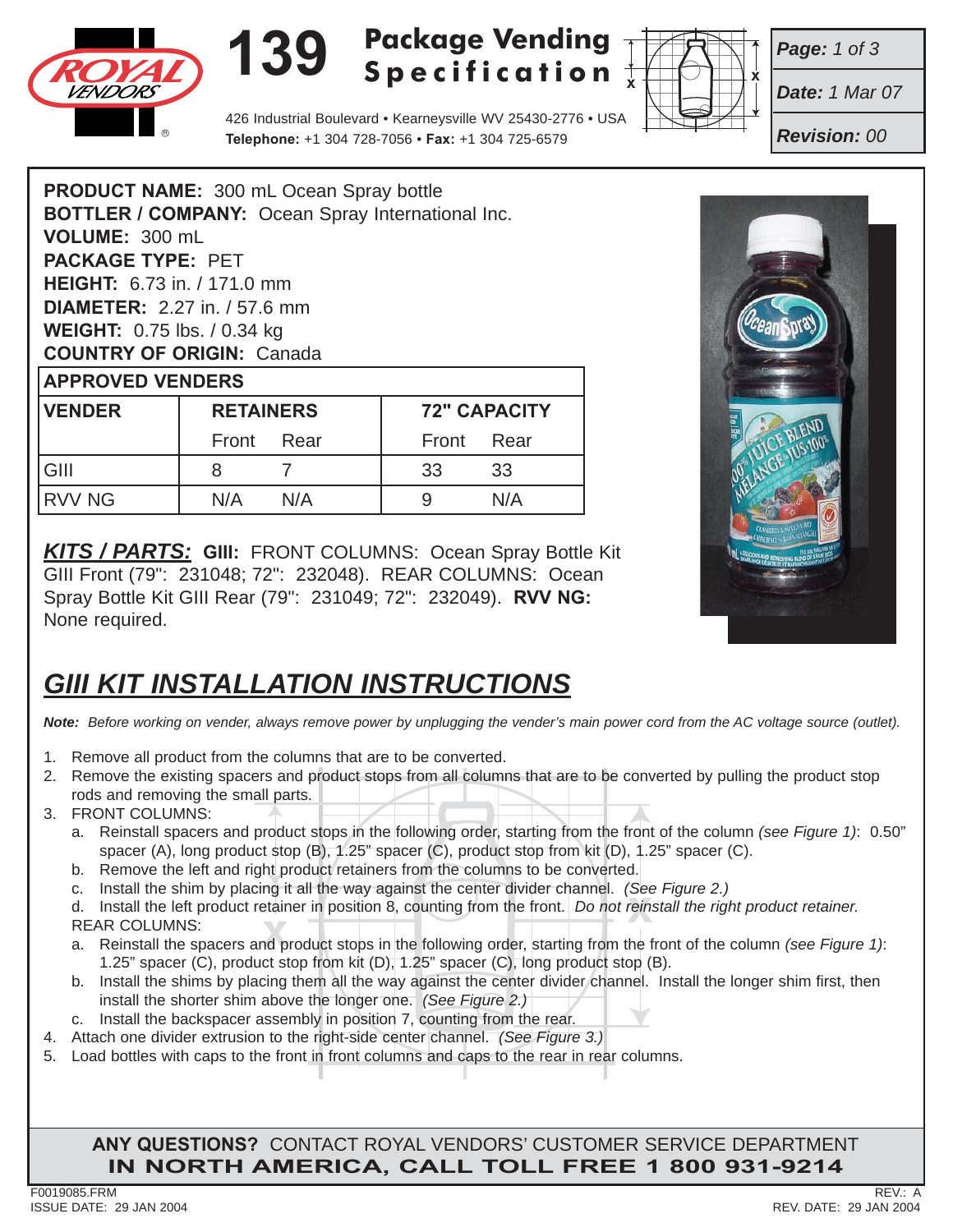# 139 Package Vending Specification

426 Industrial Boulevard • Kearneysville WV 25430-2776 • USA
**Telephone:** +1 304 728-7056 • **Fax:** +1 304 725-6579

***Page:** 1 of 3*
***Date:** 1 Mar 07*
***Revision:** 00*

**PRODUCT NAME:** 300 mL Ocean Spray bottle
**BOTTLER / COMPANY:** Ocean Spray International Inc.
**VOLUME:** 300 mL
**PACKAGE TYPE:** PET
**HEIGHT:** 6.73 in. / 171.0 mm
**DIAMETER:** 2.27 in. / 57.6 mm
**WEIGHT:** 0.75 lbs. / 0.34 kg
**COUNTRY OF ORIGIN:** Canada

**APPROVED VENDERS**

| VENDER | RETAINERS | | 72" CAPACITY | |
|---|---|---|---|---|
| | Front | Rear | Front | Rear |
| GIII | 8 | 7 | 33 | 33 |
| RVV NG | N/A | N/A | 9 | N/A |

***KITS / PARTS:*** **GIII:** FRONT COLUMNS: Ocean Spray Bottle Kit GIII Front (79": 231048; 72": 232048). REAR COLUMNS: Ocean Spray Bottle Kit GIII Rear (79": 231049; 72": 232049). **RVV NG:** None required.

## *GIII KIT INSTALLATION INSTRUCTIONS*

***Note:*** *Before working on vender, always remove power by unplugging the vender's main power cord from the AC voltage source (outlet).*

1. Remove all product from the columns that are to be converted.
2. Remove the existing spacers and product stops from all columns that are to be converted by pulling the product stop rods and removing the small parts.
3. FRONT COLUMNS:
   a. Reinstall spacers and product stops in the following order, starting from the front of the column *(see Figure 1)*: 0.50" spacer (A), long product stop (B), 1.25" spacer (C), product stop from kit (D), 1.25" spacer (C).
   b. Remove the left and right product retainers from the columns to be converted.
   c. Install the shim by placing it all the way against the center divider channel. *(See Figure 2.)*
   d. Install the left product retainer in position 8, counting from the front. *Do not reinstall the right product retainer.*

   REAR COLUMNS:
   a. Reinstall the spacers and product stops in the following order, starting from the front of the column *(see Figure 1)*: 1.25" spacer (C), product stop from kit (D), 1.25" spacer (C), long product stop (B).
   b. Install the shims by placing them all the way against the center divider channel. Install the longer shim first, then install the shorter shim above the longer one. *(See Figure 2.)*
   c. Install the backspacer assembly in position 7, counting from the rear.
4. Attach one divider extrusion to the right-side center channel. *(See Figure 3.)*
5. Load bottles with caps to the front in front columns and caps to the rear in rear columns.

**ANY QUESTIONS?** CONTACT ROYAL VENDORS' CUSTOMER SERVICE DEPARTMENT
**IN NORTH AMERICA, CALL TOLL FREE 1 800 931-9214**

F0019085.FRM
ISSUE DATE: 29 JAN 2004
REV.: A
REV. DATE: 29 JAN 2004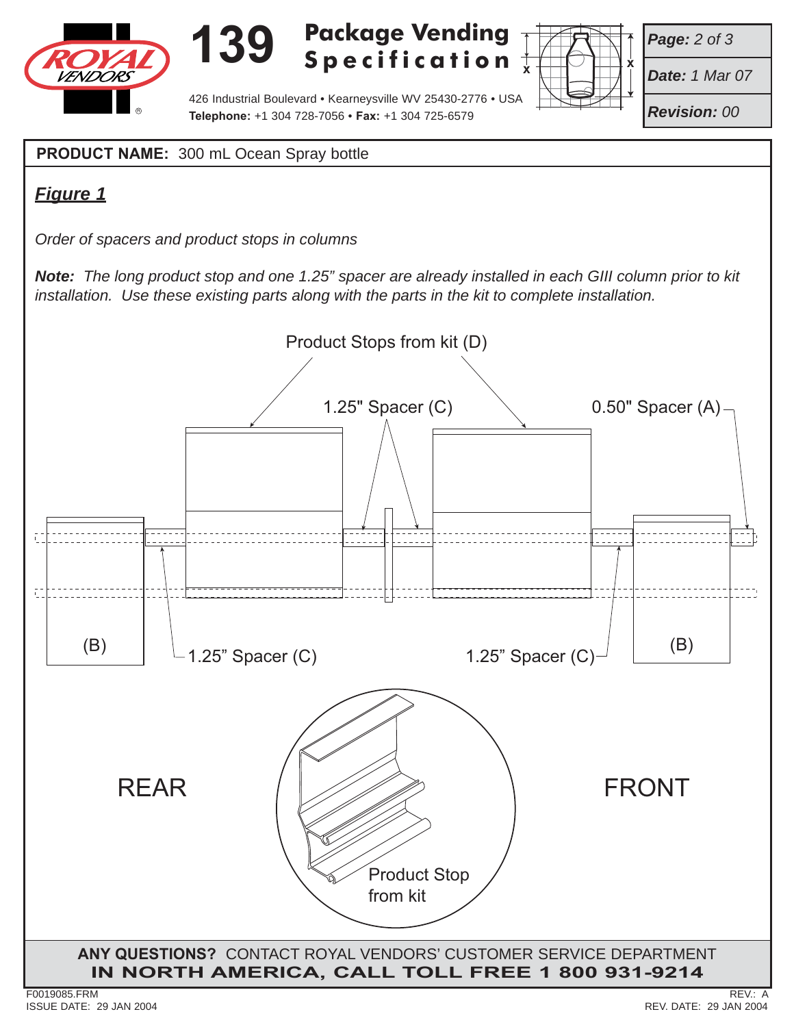**PRODUCT NAME:** 300 mL Ocean Spray bottle

## *Figure 1*

*Order of spacers and product stops in columns*

***Note:*** *The long product stop and one 1.25" spacer are already installed in each GIII column prior to kit installation. Use these existing parts along with the parts in the kit to complete installation.*

Product Stops from kit (D)

1.25" Spacer (C)

0.50" Spacer (A)

(B)

1.25" Spacer (C)

1.25" Spacer (C)

(B)

REAR

FRONT

Product Stop from kit

**ANY QUESTIONS?** CONTACT ROYAL VENDORS' CUSTOMER SERVICE DEPARTMENT
**IN NORTH AMERICA, CALL TOLL FREE 1 800 931-9214**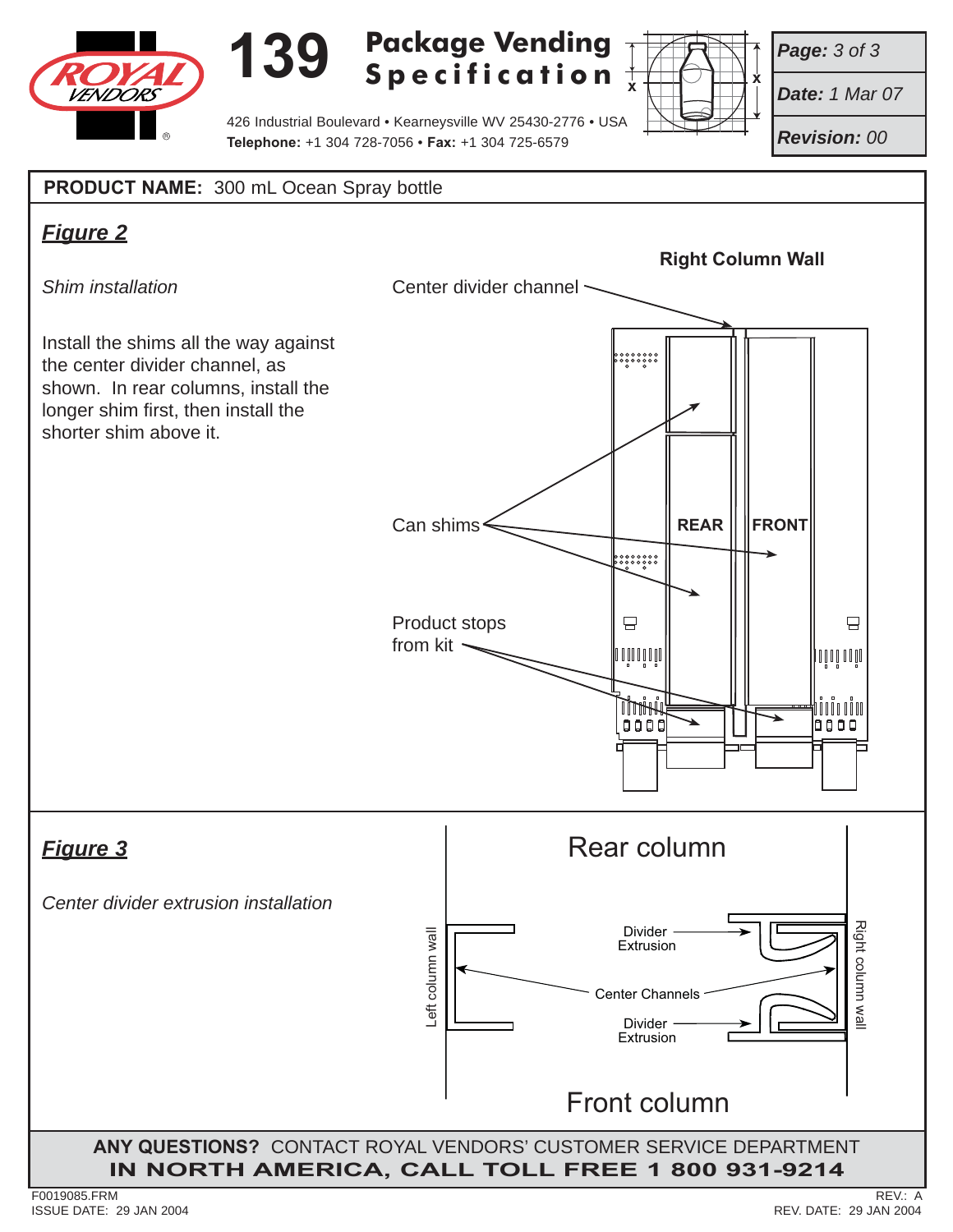**PRODUCT NAME:** 300 mL Ocean Spray bottle

## *Figure 2*

*Shim installation*

Install the shims all the way against the center divider channel, as shown. In rear columns, install the longer shim first, then install the shorter shim above it.

Right Column Wall

Center divider channel

Can shims

Product stops from kit

REAR

FRONT

## *Figure 3*

*Center divider extrusion installation*

Rear column

Left column wall

Right column wall

Divider Extrusion

Center Channels

Divider Extrusion

Front column

**ANY QUESTIONS?** CONTACT ROYAL VENDORS' CUSTOMER SERVICE DEPARTMENT

**IN NORTH AMERICA, CALL TOLL FREE 1 800 931-9214**